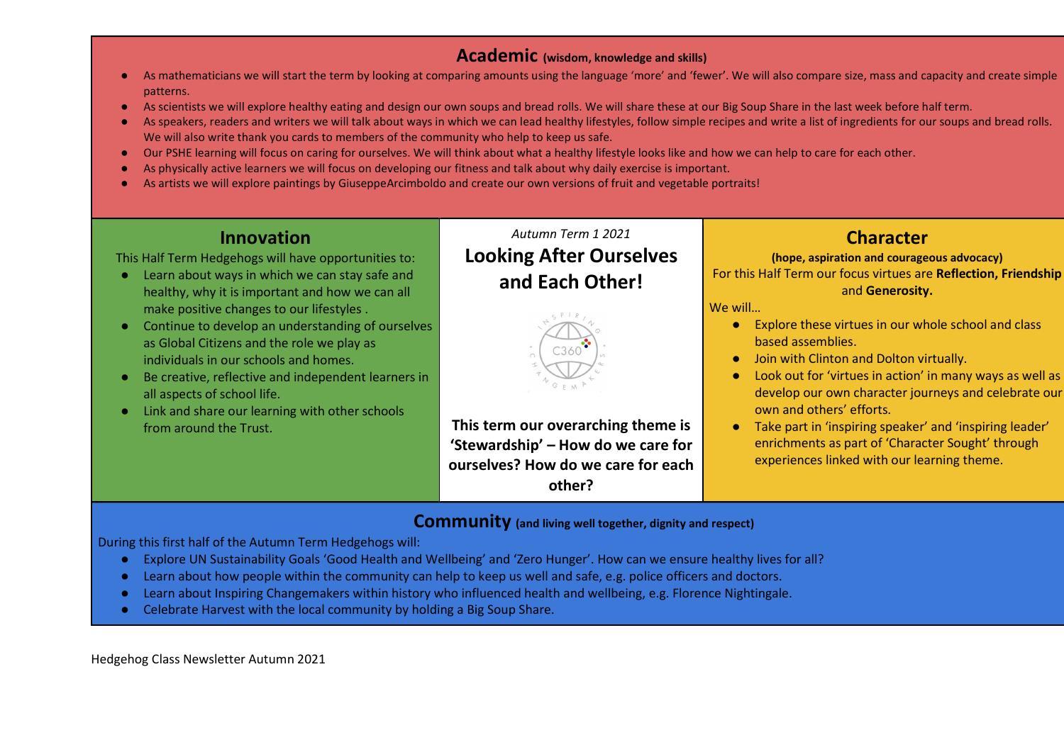## Academic (wisdom, knowledge and skills)

- As mathematicians we will start the term by looking at comparing amounts using the language 'more' and 'fewer'. We will also compare size, mass and capacity and create simple patterns.
- As scientists we will explore healthy eating and design our own soups and bread rolls. We will share these at our Big Soup Share in the last week before half term.
- As speakers, readers and writers we will talk about ways in which we can lead healthy lifestyles, follow simple recipes and write a list of ingredients for our soups and bread rolls. We will also write thank you cards to members of the community who help to keep us safe.
- Our PSHE learning will focus on caring for ourselves. We will think about what a healthy lifestyle looks like and how we can help to care for each other.
- As physically active learners we will focus on developing our fitness and talk about why daily exercise is important.
- As artists we will explore paintings by GiuseppeArcimboldo and create our own versions of fruit and vegetable portraits!

*Autumn Term 1 2021*

# Looking After Ourselves and Each Other!

**This term our overarching theme is 'Stewardship' – How do we care for ourselves? How do we care for each other?**

## Innovation

This Half Term Hedgehogs will have opportunities to:

- Learn about ways in which we can stay safe and healthy, why it is important and how we can all make positive changes to our lifestyles .
- Continue to develop an understanding of ourselves as Global Citizens and the role we play as individuals in our schools and homes.
- Be creative, reflective and independent learners in all aspects of school life.
- Link and share our learning with other schools from around the Trust.

## Character

**(hope, aspiration and courageous advocacy)**

For this Half Term our focus virtues are **Reflection, Friendship** and **Generosity.**

We will…

- Explore these virtues in our whole school and class based assemblies.
- Join with Clinton and Dolton virtually.
- Look out for 'virtues in action' in many ways as well as develop our own character journeys and celebrate our own and others' efforts.
- Take part in 'inspiring speaker' and 'inspiring leader' enrichments as part of 'Character Sought' through experiences linked with our learning theme.

## Community (and living well together, dignity and respect)

During this first half of the Autumn Term Hedgehogs will:

- Explore UN Sustainability Goals 'Good Health and Wellbeing' and 'Zero Hunger'. How can we ensure healthy lives for all?
- Learn about how people within the community can help to keep us well and safe, e.g. police officers and doctors.
- Learn about Inspiring Changemakers within history who influenced health and wellbeing, e.g. Florence Nightingale.
- Celebrate Harvest with the local community by holding a Big Soup Share.